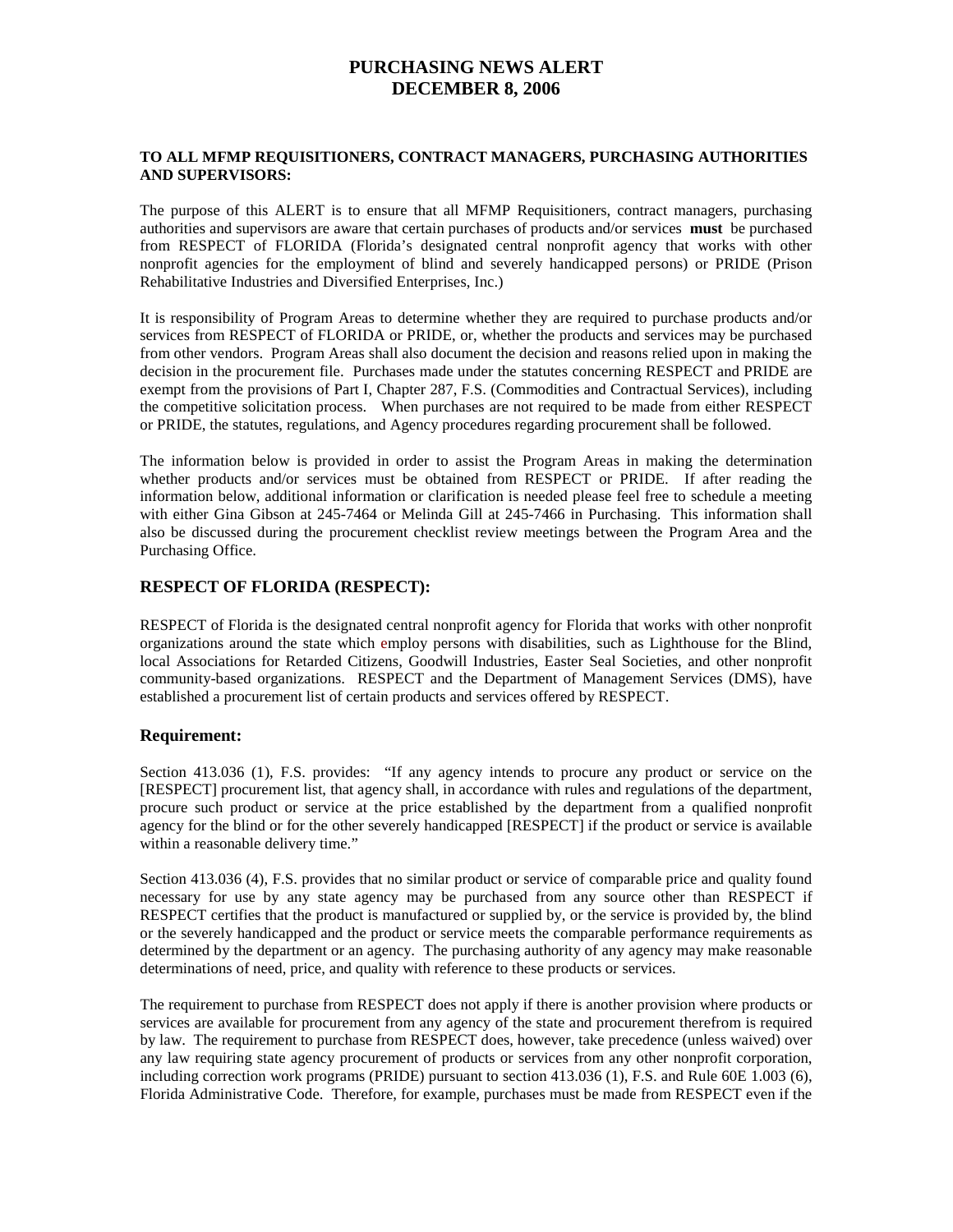# PURCHASING NEWS ALERT
# DECEMBER 8, 2006

**TO ALL MFMP REQUISITIONERS, CONTRACT MANAGERS, PURCHASING AUTHORITIES AND SUPERVISORS:**

The purpose of this ALERT is to ensure that all MFMP Requisitioners, contract managers, purchasing authorities and supervisors are aware that certain purchases of products and/or services **must** be purchased from RESPECT of FLORIDA (Florida's designated central nonprofit agency that works with other nonprofit agencies for the employment of blind and severely handicapped persons) or PRIDE (Prison Rehabilitative Industries and Diversified Enterprises, Inc.)

It is responsibility of Program Areas to determine whether they are required to purchase products and/or services from RESPECT of FLORIDA or PRIDE, or, whether the products and services may be purchased from other vendors. Program Areas shall also document the decision and reasons relied upon in making the decision in the procurement file. Purchases made under the statutes concerning RESPECT and PRIDE are exempt from the provisions of Part I, Chapter 287, F.S. (Commodities and Contractual Services), including the competitive solicitation process. When purchases are not required to be made from either RESPECT or PRIDE, the statutes, regulations, and Agency procedures regarding procurement shall be followed.

The information below is provided in order to assist the Program Areas in making the determination whether products and/or services must be obtained from RESPECT or PRIDE. If after reading the information below, additional information or clarification is needed please feel free to schedule a meeting with either Gina Gibson at 245-7464 or Melinda Gill at 245-7466 in Purchasing. This information shall also be discussed during the procurement checklist review meetings between the Program Area and the Purchasing Office.

## RESPECT OF FLORIDA (RESPECT):

RESPECT of Florida is the designated central nonprofit agency for Florida that works with other nonprofit organizations around the state which employ persons with disabilities, such as Lighthouse for the Blind, local Associations for Retarded Citizens, Goodwill Industries, Easter Seal Societies, and other nonprofit community-based organizations. RESPECT and the Department of Management Services (DMS), have established a procurement list of certain products and services offered by RESPECT.

### Requirement:

Section 413.036 (1), F.S. provides: "If any agency intends to procure any product or service on the [RESPECT] procurement list, that agency shall, in accordance with rules and regulations of the department, procure such product or service at the price established by the department from a qualified nonprofit agency for the blind or for the other severely handicapped [RESPECT] if the product or service is available within a reasonable delivery time."

Section 413.036 (4), F.S. provides that no similar product or service of comparable price and quality found necessary for use by any state agency may be purchased from any source other than RESPECT if RESPECT certifies that the product is manufactured or supplied by, or the service is provided by, the blind or the severely handicapped and the product or service meets the comparable performance requirements as determined by the department or an agency. The purchasing authority of any agency may make reasonable determinations of need, price, and quality with reference to these products or services.

The requirement to purchase from RESPECT does not apply if there is another provision where products or services are available for procurement from any agency of the state and procurement therefrom is required by law. The requirement to purchase from RESPECT does, however, take precedence (unless waived) over any law requiring state agency procurement of products or services from any other nonprofit corporation, including correction work programs (PRIDE) pursuant to section 413.036 (1), F.S. and Rule 60E 1.003 (6), Florida Administrative Code. Therefore, for example, purchases must be made from RESPECT even if the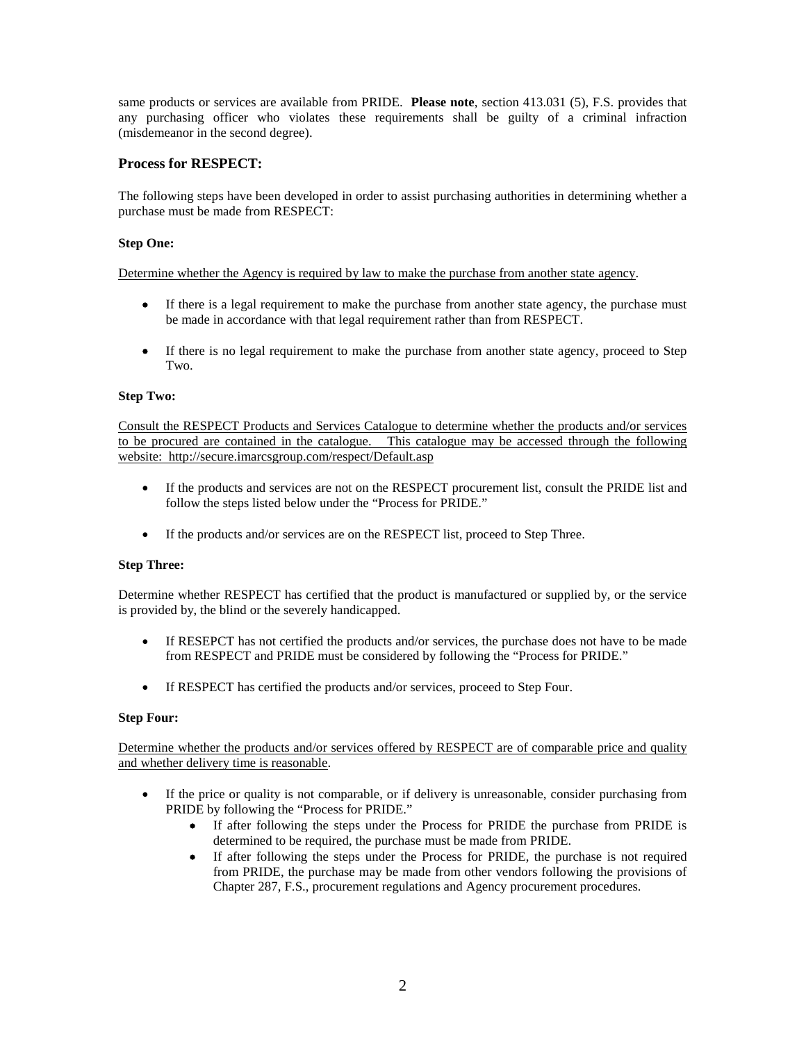same products or services are available from PRIDE. **Please note**, section 413.031 (5), F.S. provides that any purchasing officer who violates these requirements shall be guilty of a criminal infraction (misdemeanor in the second degree).

## Process for RESPECT:

The following steps have been developed in order to assist purchasing authorities in determining whether a purchase must be made from RESPECT:

**Step One:**

Determine whether the Agency is required by law to make the purchase from another state agency.

- If there is a legal requirement to make the purchase from another state agency, the purchase must be made in accordance with that legal requirement rather than from RESPECT.
- If there is no legal requirement to make the purchase from another state agency, proceed to Step Two.

**Step Two:**

Consult the RESPECT Products and Services Catalogue to determine whether the products and/or services to be procured are contained in the catalogue. This catalogue may be accessed through the following website: http://secure.imarcsgroup.com/respect/Default.asp

- If the products and services are not on the RESPECT procurement list, consult the PRIDE list and follow the steps listed below under the "Process for PRIDE."
- If the products and/or services are on the RESPECT list, proceed to Step Three.

**Step Three:**

Determine whether RESPECT has certified that the product is manufactured or supplied by, or the service is provided by, the blind or the severely handicapped.

- If RESEPCT has not certified the products and/or services, the purchase does not have to be made from RESPECT and PRIDE must be considered by following the "Process for PRIDE."
- If RESPECT has certified the products and/or services, proceed to Step Four.

**Step Four:**

Determine whether the products and/or services offered by RESPECT are of comparable price and quality and whether delivery time is reasonable.

- If the price or quality is not comparable, or if delivery is unreasonable, consider purchasing from PRIDE by following the "Process for PRIDE."
  - If after following the steps under the Process for PRIDE the purchase from PRIDE is determined to be required, the purchase must be made from PRIDE.
  - If after following the steps under the Process for PRIDE, the purchase is not required from PRIDE, the purchase may be made from other vendors following the provisions of Chapter 287, F.S., procurement regulations and Agency procurement procedures.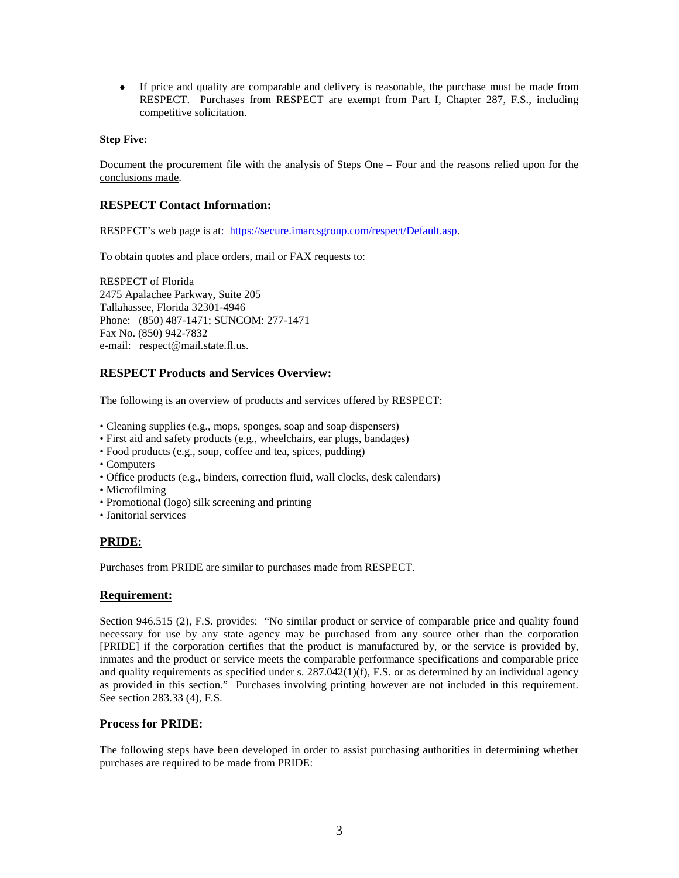- If price and quality are comparable and delivery is reasonable, the purchase must be made from RESPECT. Purchases from RESPECT are exempt from Part I, Chapter 287, F.S., including competitive solicitation.

**Step Five:**

Document the procurement file with the analysis of Steps One – Four and the reasons relied upon for the conclusions made.

### RESPECT Contact Information:

RESPECT's web page is at: https://secure.imarcsgroup.com/respect/Default.asp.

To obtain quotes and place orders, mail or FAX requests to:

RESPECT of Florida  
2475 Apalachee Parkway, Suite 205  
Tallahassee, Florida 32301-4946  
Phone: (850) 487-1471; SUNCOM: 277-1471  
Fax No. (850) 942-7832  
e-mail: respect@mail.state.fl.us.

### RESPECT Products and Services Overview:

The following is an overview of products and services offered by RESPECT:

- Cleaning supplies (e.g., mops, sponges, soap and soap dispensers)
- First aid and safety products (e.g., wheelchairs, ear plugs, bandages)
- Food products (e.g., soup, coffee and tea, spices, pudding)
- Computers
- Office products (e.g., binders, correction fluid, wall clocks, desk calendars)
- Microfilming
- Promotional (logo) silk screening and printing
- Janitorial services

## PRIDE:

Purchases from PRIDE are similar to purchases made from RESPECT.

## Requirement:

Section 946.515 (2), F.S. provides: "No similar product or service of comparable price and quality found necessary for use by any state agency may be purchased from any source other than the corporation [PRIDE] if the corporation certifies that the product is manufactured by, or the service is provided by, inmates and the product or service meets the comparable performance specifications and comparable price and quality requirements as specified under s. 287.042(1)(f), F.S. or as determined by an individual agency as provided in this section." Purchases involving printing however are not included in this requirement. See section 283.33 (4), F.S.

### Process for PRIDE:

The following steps have been developed in order to assist purchasing authorities in determining whether purchases are required to be made from PRIDE: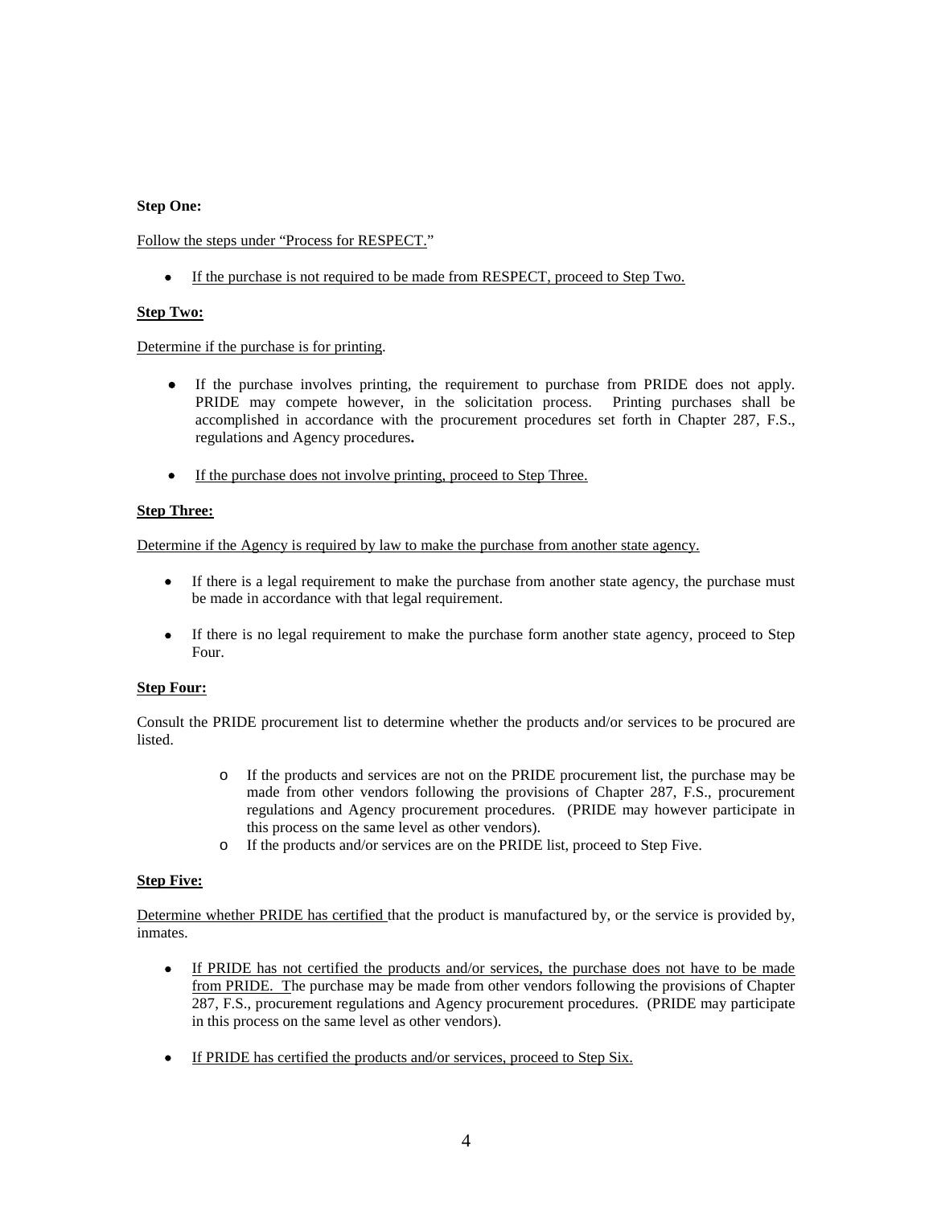**Step One:**

Follow the steps under "Process for RESPECT."

- If the purchase is not required to be made from RESPECT, proceed to Step Two.

**Step Two:**

Determine if the purchase is for printing.

- If the purchase involves printing, the requirement to purchase from PRIDE does not apply. PRIDE may compete however, in the solicitation process. Printing purchases shall be accomplished in accordance with the procurement procedures set forth in Chapter 287, F.S., regulations and Agency procedures**.**

- If the purchase does not involve printing, proceed to Step Three.

**Step Three:**

Determine if the Agency is required by law to make the purchase from another state agency.

- If there is a legal requirement to make the purchase from another state agency, the purchase must be made in accordance with that legal requirement.

- If there is no legal requirement to make the purchase form another state agency, proceed to Step Four.

**Step Four:**

Consult the PRIDE procurement list to determine whether the products and/or services to be procured are listed.

  - If the products and services are not on the PRIDE procurement list, the purchase may be made from other vendors following the provisions of Chapter 287, F.S., procurement regulations and Agency procurement procedures. (PRIDE may however participate in this process on the same level as other vendors).
  - If the products and/or services are on the PRIDE list, proceed to Step Five.

**Step Five:**

Determine whether PRIDE has certified that the product is manufactured by, or the service is provided by, inmates.

- If PRIDE has not certified the products and/or services, the purchase does not have to be made from PRIDE. The purchase may be made from other vendors following the provisions of Chapter 287, F.S., procurement regulations and Agency procurement procedures. (PRIDE may participate in this process on the same level as other vendors).

- If PRIDE has certified the products and/or services, proceed to Step Six.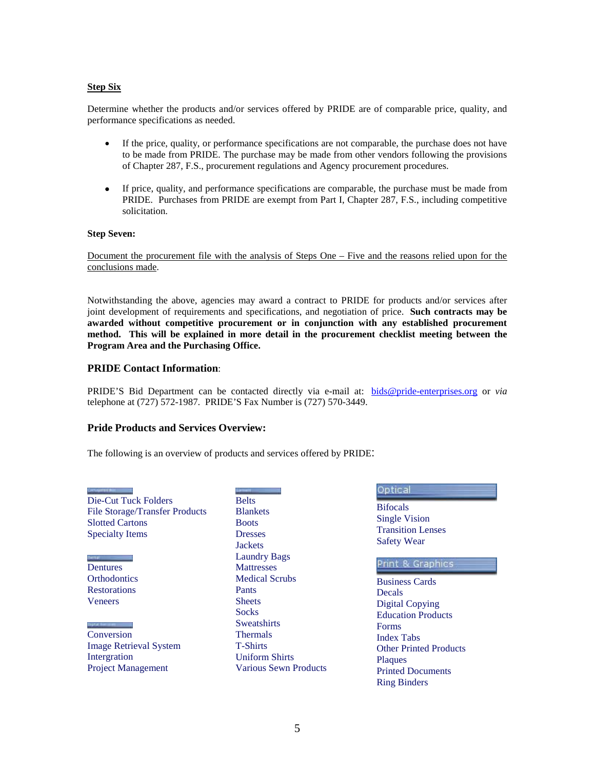**Step Six**

Determine whether the products and/or services offered by PRIDE are of comparable price, quality, and performance specifications as needed.

- If the price, quality, or performance specifications are not comparable, the purchase does not have to be made from PRIDE. The purchase may be made from other vendors following the provisions of Chapter 287, F.S., procurement regulations and Agency procurement procedures.

- If price, quality, and performance specifications are comparable, the purchase must be made from PRIDE. Purchases from PRIDE are exempt from Part I, Chapter 287, F.S., including competitive solicitation.

**Step Seven:**

Document the procurement file with the analysis of Steps One – Five and the reasons relied upon for the conclusions made.

Notwithstanding the above, agencies may award a contract to PRIDE for products and/or services after joint development of requirements and specifications, and negotiation of price. **Such contracts may be awarded without competitive procurement or in conjunction with any established procurement method. This will be explained in more detail in the procurement checklist meeting between the Program Area and the Purchasing Office.**

### PRIDE Contact Information:

PRIDE'S Bid Department can be contacted directly via e-mail at: bids@pride-enterprises.org or *via* telephone at (727) 572-1987. PRIDE'S Fax Number is (727) 570-3449.

### Pride Products and Services Overview:

The following is an overview of products and services offered by PRIDE:

Die-Cut Tuck Folders
File Storage/Transfer Products
Slotted Cartons
Specialty Items

Dentures
Orthodontics
Restorations
Veneers

Conversion
Image Retrieval System
Intergration
Project Management

Belts
Blankets
Boots
Dresses
Jackets
Laundry Bags
Mattresses
Medical Scrubs
Pants
Sheets
Socks
Sweatshirts
Thermals
T-Shirts
Uniform Shirts
Various Sewn Products

**Optical**

Bifocals
Single Vision
Transition Lenses
Safety Wear

**Print & Graphics**

Business Cards
Decals
Digital Copying
Education Products
Forms
Index Tabs
Other Printed Products
Plaques
Printed Documents
Ring Binders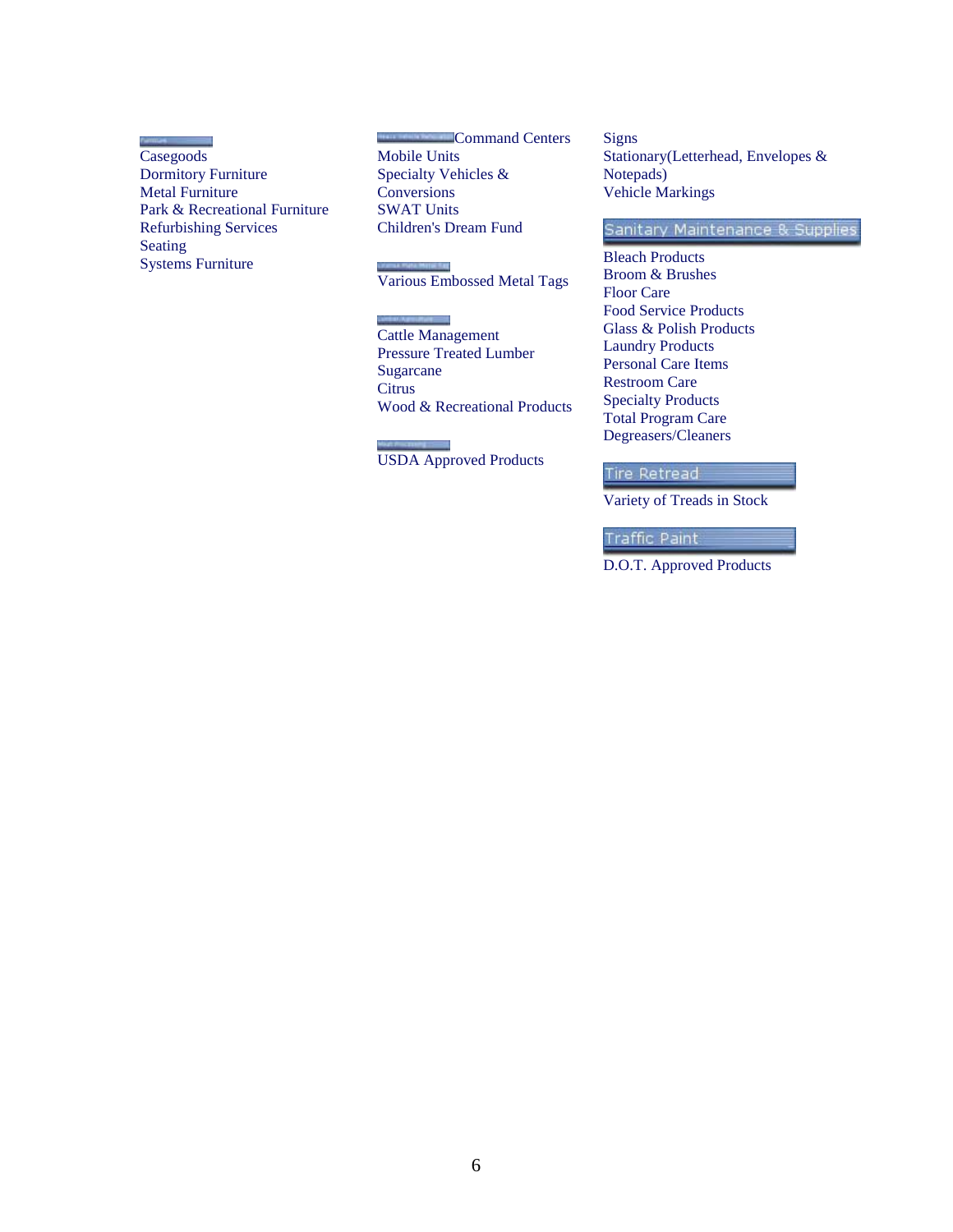Casegoods
Dormitory Furniture
Metal Furniture
Park & Recreational Furniture
Refurbishing Services
Seating
Systems Furniture

Command Centers
Mobile Units
Specialty Vehicles & Conversions
SWAT Units
Children's Dream Fund

Various Embossed Metal Tags

Cattle Management
Pressure Treated Lumber
Sugarcane
Citrus
Wood & Recreational Products

USDA Approved Products

Signs
Stationary(Letterhead, Envelopes & Notepads)
Vehicle Markings

## Sanitary Maintenance & Supplies

Bleach Products
Broom & Brushes
Floor Care
Food Service Products
Glass & Polish Products
Laundry Products
Personal Care Items
Restroom Care
Specialty Products
Total Program Care
Degreasers/Cleaners

## Tire Retread

Variety of Treads in Stock

## Traffic Paint

D.O.T. Approved Products